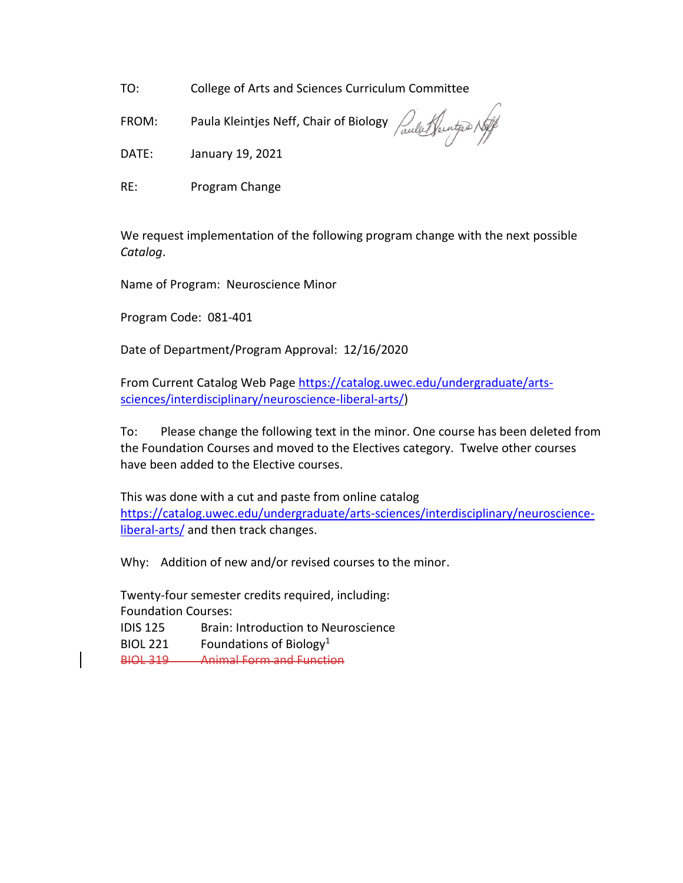TO: College of Arts and Sciences Curriculum Committee

FROM: Paula Kleintjes Neff, Chair of Biology

DATE: January 19, 2021

RE: Program Change

We request implementation of the following program change with the next possible *Catalog*.

Name of Program: Neuroscience Minor

Program Code: 081-401

Date of Department/Program Approval: 12/16/2020

From Current Catalog Web Page https://catalog.uwec.edu/undergraduate/arts-sciences/interdisciplinary/neuroscience-liberal-arts/)

To: Please change the following text in the minor. One course has been deleted from the Foundation Courses and moved to the Electives category. Twelve other courses have been added to the Elective courses.

This was done with a cut and paste from online catalog https://catalog.uwec.edu/undergraduate/arts-sciences/interdisciplinary/neuroscience-liberal-arts/ and then track changes.

Why: Addition of new and/or revised courses to the minor.

Twenty-four semester credits required, including:

Foundation Courses:

IDIS 125 Brain: Introduction to Neuroscience

BIOL 221 Foundations of Biology[1]

~~BIOL 319 Animal Form and Function~~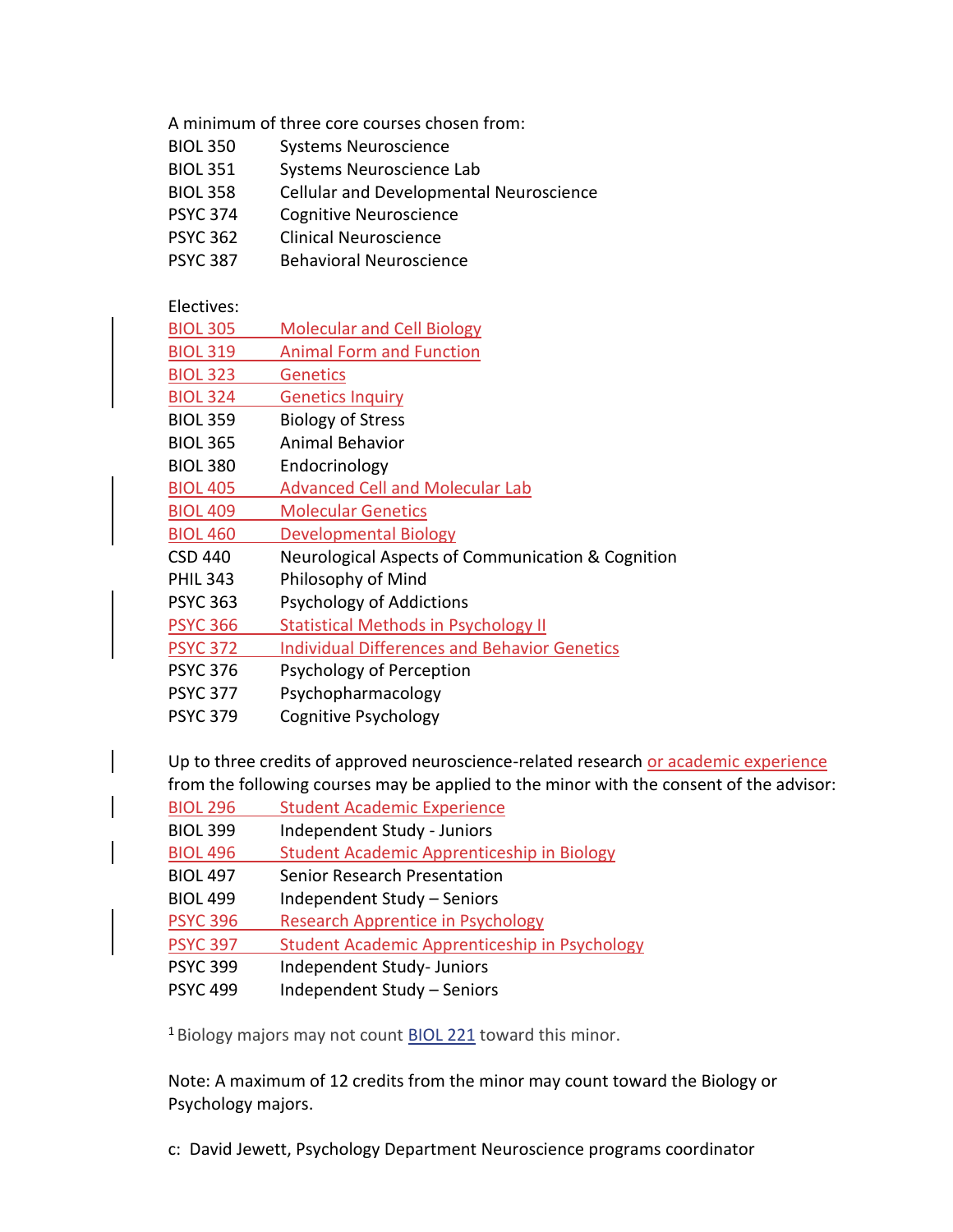A minimum of three core courses chosen from:

| | |
|---|---|
| BIOL 350 | Systems Neuroscience |
| BIOL 351 | Systems Neuroscience Lab |
| BIOL 358 | Cellular and Developmental Neuroscience |
| PSYC 374 | Cognitive Neuroscience |
| PSYC 362 | Clinical Neuroscience |
| PSYC 387 | Behavioral Neuroscience |

Electives:

| | |
|---|---|
| BIOL 305 | Molecular and Cell Biology |
| BIOL 319 | Animal Form and Function |
| BIOL 323 | Genetics |
| BIOL 324 | Genetics Inquiry |
| BIOL 359 | Biology of Stress |
| BIOL 365 | Animal Behavior |
| BIOL 380 | Endocrinology |
| BIOL 405 | Advanced Cell and Molecular Lab |
| BIOL 409 | Molecular Genetics |
| BIOL 460 | Developmental Biology |
| CSD 440 | Neurological Aspects of Communication & Cognition |
| PHIL 343 | Philosophy of Mind |
| PSYC 363 | Psychology of Addictions |
| PSYC 366 | Statistical Methods in Psychology II |
| PSYC 372 | Individual Differences and Behavior Genetics |
| PSYC 376 | Psychology of Perception |
| PSYC 377 | Psychopharmacology |
| PSYC 379 | Cognitive Psychology |

Up to three credits of approved neuroscience-related research or academic experience from the following courses may be applied to the minor with the consent of the advisor:

| | |
|---|---|
| BIOL 296 | Student Academic Experience |
| BIOL 399 | Independent Study - Juniors |
| BIOL 496 | Student Academic Apprenticeship in Biology |
| BIOL 497 | Senior Research Presentation |
| BIOL 499 | Independent Study – Seniors |
| PSYC 396 | Research Apprentice in Psychology |
| PSYC 397 | Student Academic Apprenticeship in Psychology |
| PSYC 399 | Independent Study- Juniors |
| PSYC 499 | Independent Study – Seniors |

[1] Biology majors may not count BIOL 221 toward this minor.

Note: A maximum of 12 credits from the minor may count toward the Biology or Psychology majors.

c: David Jewett, Psychology Department Neuroscience programs coordinator